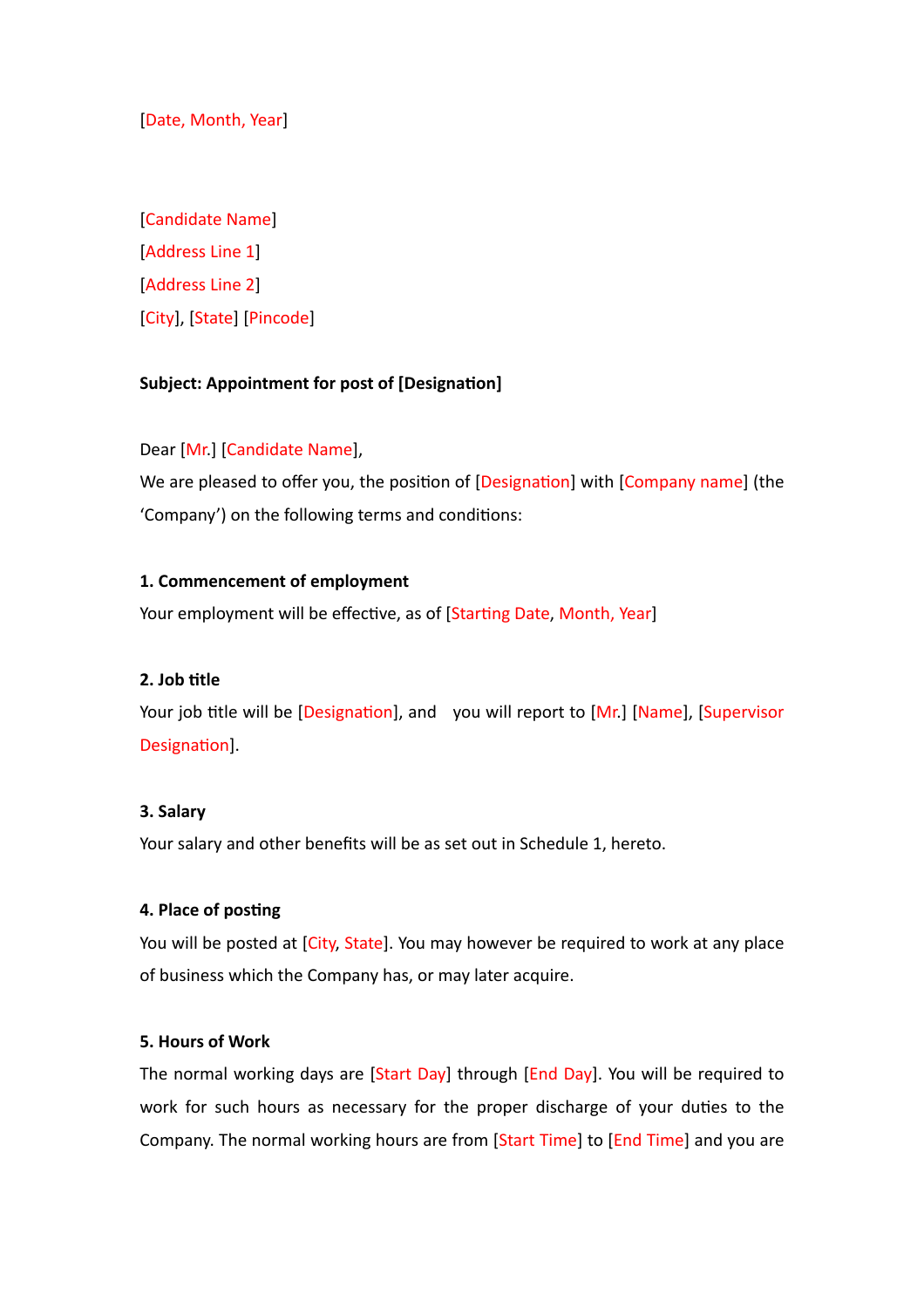[Date, Month, Year]

[Candidate Name]
[Address Line 1]
[Address Line 2]
[City], [State] [Pincode]

**Subject: Appointment for post of [Designation]**

Dear [Mr.] [Candidate Name],

We are pleased to offer you, the position of [Designation] with [Company name] (the 'Company') on the following terms and conditions:

**1. Commencement of employment**

Your employment will be effective, as of [Starting Date, Month, Year]

**2. Job title**

Your job title will be [Designation], and you will report to [Mr.] [Name], [Supervisor Designation].

**3. Salary**

Your salary and other benefits will be as set out in Schedule 1, hereto.

**4. Place of posting**

You will be posted at [City, State]. You may however be required to work at any place of business which the Company has, or may later acquire.

**5. Hours of Work**

The normal working days are [Start Day] through [End Day]. You will be required to work for such hours as necessary for the proper discharge of your duties to the Company. The normal working hours are from [Start Time] to [End Time] and you are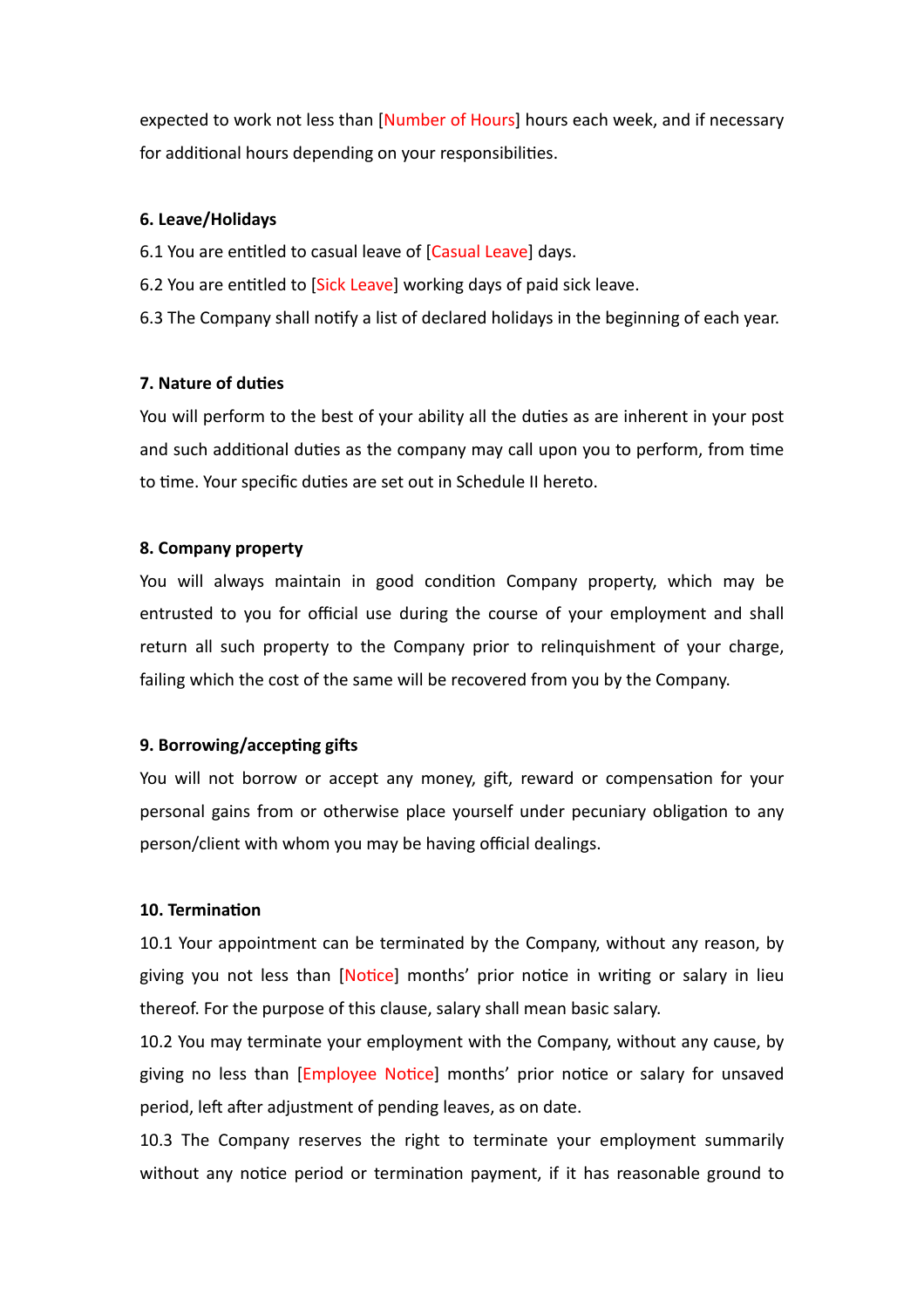expected to work not less than [Number of Hours] hours each week, and if necessary for additional hours depending on your responsibilities.

**6. Leave/Holidays**

6.1 You are entitled to casual leave of [Casual Leave] days.

6.2 You are entitled to [Sick Leave] working days of paid sick leave.

6.3 The Company shall notify a list of declared holidays in the beginning of each year.

**7. Nature of duties**

You will perform to the best of your ability all the duties as are inherent in your post and such additional duties as the company may call upon you to perform, from time to time. Your specific duties are set out in Schedule II hereto.

**8. Company property**

You will always maintain in good condition Company property, which may be entrusted to you for official use during the course of your employment and shall return all such property to the Company prior to relinquishment of your charge, failing which the cost of the same will be recovered from you by the Company.

**9. Borrowing/accepting gifts**

You will not borrow or accept any money, gift, reward or compensation for your personal gains from or otherwise place yourself under pecuniary obligation to any person/client with whom you may be having official dealings.

**10. Termination**

10.1 Your appointment can be terminated by the Company, without any reason, by giving you not less than [Notice] months' prior notice in writing or salary in lieu thereof. For the purpose of this clause, salary shall mean basic salary.

10.2 You may terminate your employment with the Company, without any cause, by giving no less than [Employee Notice] months' prior notice or salary for unsaved period, left after adjustment of pending leaves, as on date.

10.3 The Company reserves the right to terminate your employment summarily without any notice period or termination payment, if it has reasonable ground to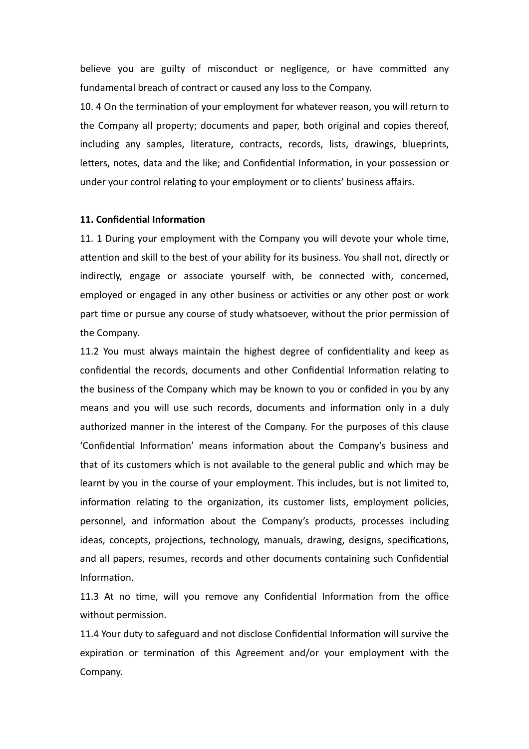believe you are guilty of misconduct or negligence, or have committed any fundamental breach of contract or caused any loss to the Company.

10. 4 On the termination of your employment for whatever reason, you will return to the Company all property; documents and paper, both original and copies thereof, including any samples, literature, contracts, records, lists, drawings, blueprints, letters, notes, data and the like; and Confidential Information, in your possession or under your control relating to your employment or to clients' business affairs.

**11. Confidential Information**

11. 1 During your employment with the Company you will devote your whole time, attention and skill to the best of your ability for its business. You shall not, directly or indirectly, engage or associate yourself with, be connected with, concerned, employed or engaged in any other business or activities or any other post or work part time or pursue any course of study whatsoever, without the prior permission of the Company.

11.2 You must always maintain the highest degree of confidentiality and keep as confidential the records, documents and other Confidential Information relating to the business of the Company which may be known to you or confided in you by any means and you will use such records, documents and information only in a duly authorized manner in the interest of the Company. For the purposes of this clause 'Confidential Information' means information about the Company's business and that of its customers which is not available to the general public and which may be learnt by you in the course of your employment. This includes, but is not limited to, information relating to the organization, its customer lists, employment policies, personnel, and information about the Company's products, processes including ideas, concepts, projections, technology, manuals, drawing, designs, specifications, and all papers, resumes, records and other documents containing such Confidential Information.

11.3 At no time, will you remove any Confidential Information from the office without permission.

11.4 Your duty to safeguard and not disclose Confidential Information will survive the expiration or termination of this Agreement and/or your employment with the Company.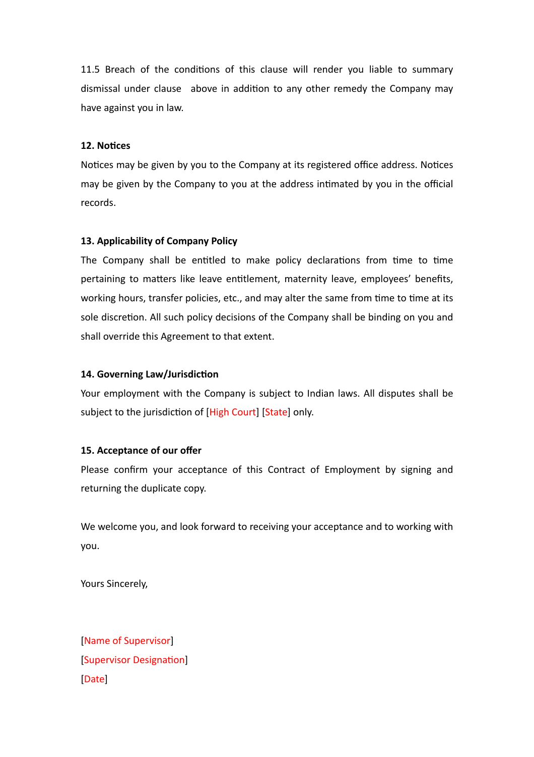11.5 Breach of the conditions of this clause will render you liable to summary dismissal under clause  above in addition to any other remedy the Company may have against you in law.

**12. Notices**

Notices may be given by you to the Company at its registered office address. Notices may be given by the Company to you at the address intimated by you in the official records.

**13. Applicability of Company Policy**

The Company shall be entitled to make policy declarations from time to time pertaining to matters like leave entitlement, maternity leave, employees' benefits, working hours, transfer policies, etc., and may alter the same from time to time at its sole discretion. All such policy decisions of the Company shall be binding on you and shall override this Agreement to that extent.

**14. Governing Law/Jurisdiction**

Your employment with the Company is subject to Indian laws. All disputes shall be subject to the jurisdiction of [High Court] [State] only.

**15. Acceptance of our offer**

Please confirm your acceptance of this Contract of Employment by signing and returning the duplicate copy.

We welcome you, and look forward to receiving your acceptance and to working with you.

Yours Sincerely,

[Name of Supervisor]
[Supervisor Designation]
[Date]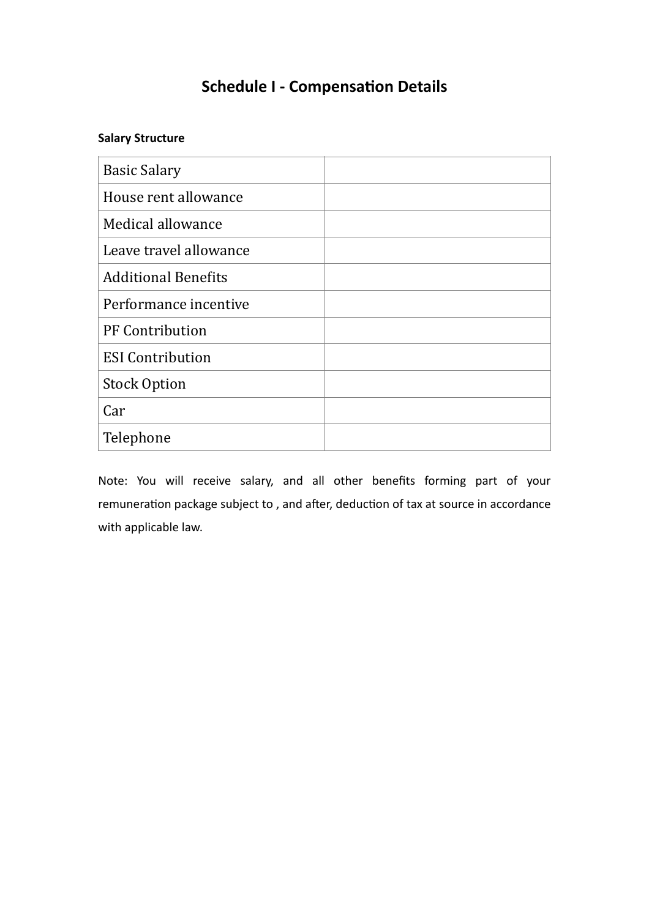# Schedule I - Compensation Details

**Salary Structure**

| | |
|---|---|
| Basic Salary | |
| House rent allowance | |
| Medical allowance | |
| Leave travel allowance | |
| Additional Benefits | |
| Performance incentive | |
| PF Contribution | |
| ESI Contribution | |
| Stock Option | |
| Car | |
| Telephone | |

Note: You will receive salary, and all other benefits forming part of your remuneration package subject to , and after, deduction of tax at source in accordance with applicable law.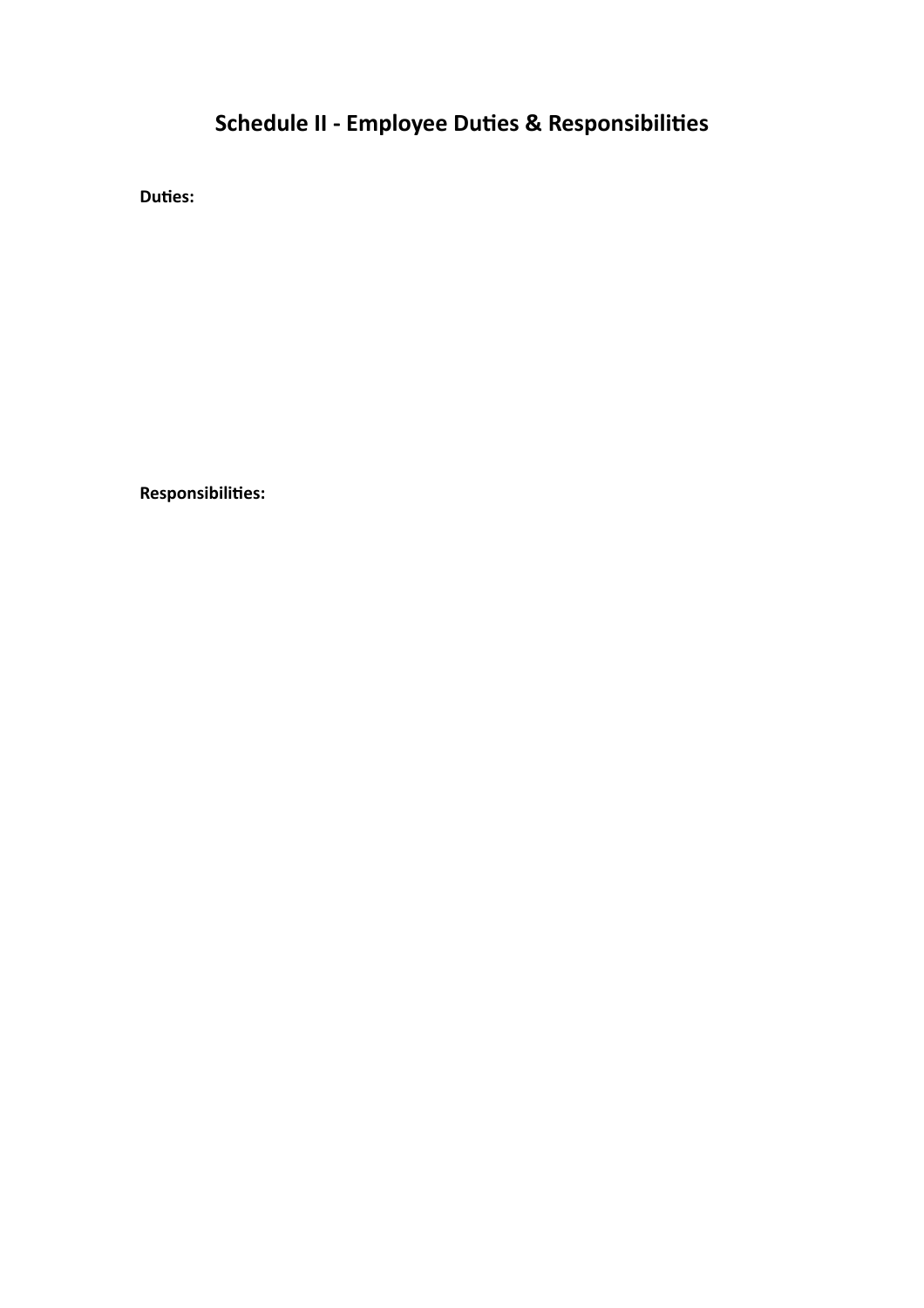# Schedule II - Employee Duties & Responsibilities

**Duties:**

**Responsibilities:**